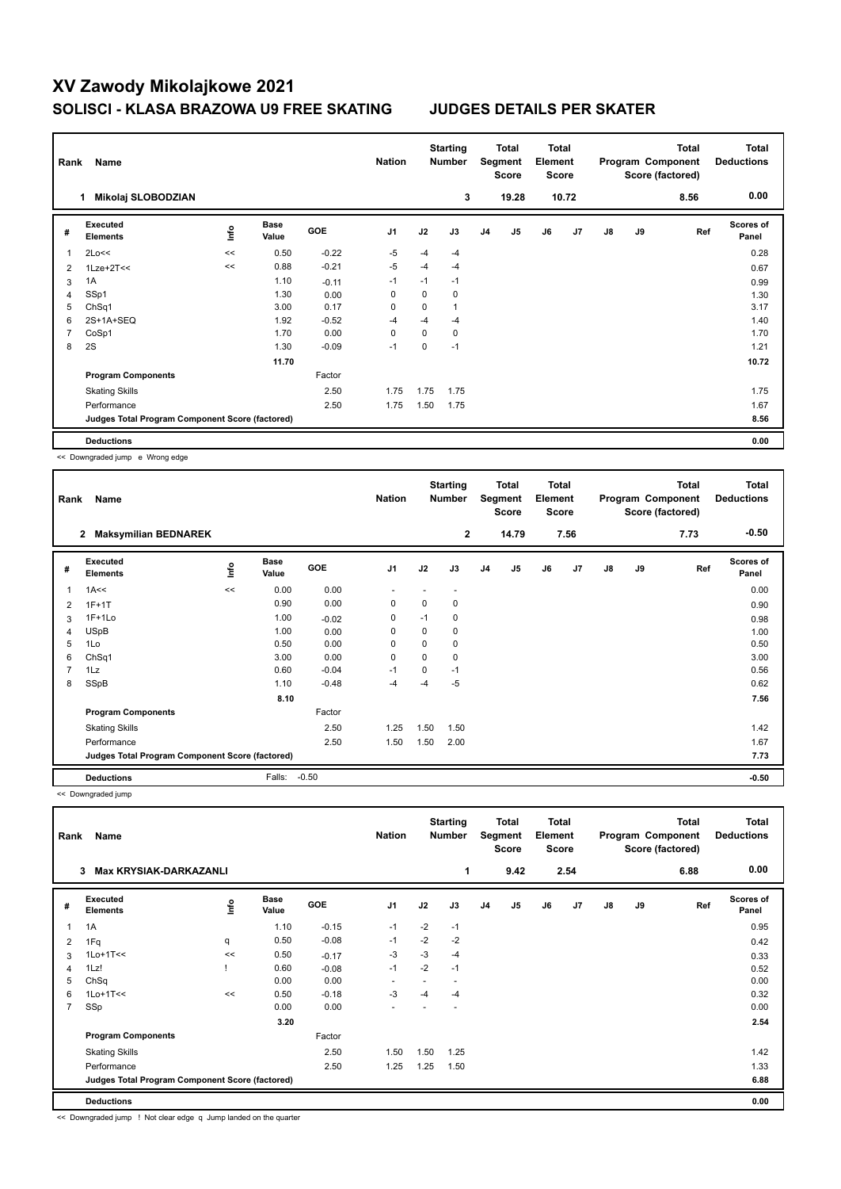# XV Zawody Mikolajkowe 2021

## SOLISCI - KLASA BRAZOWA U9 FREE SKATING    JUDGES DETAILS PER SKATER

| Rank | Name | Nation | Starting Number | Total Segment Score | Total Element Score | Total Program Component Score (factored) | Total Deductions |
|---|---|---|---|---|---|---|---|
| 1 | Mikolaj SLOBODZIAN | | 3 | 19.28 | 10.72 | 8.56 | 0.00 |

| # | Executed Elements | Info | Base Value | GOE | J1 | J2 | J3 | J4 | J5 | J6 | J7 | J8 | J9 | Ref | Scores of Panel |
|---|---|---|---|---|---|---|---|---|---|---|---|---|---|---|---|
| 1 | 2Lo<< | << | 0.50 | -0.22 | -5 | -4 | -4 | | | | | | | | 0.28 |
| 2 | 1Lze+2T<< | << | 0.88 | -0.21 | -5 | -4 | -4 | | | | | | | | 0.67 |
| 3 | 1A | | 1.10 | -0.11 | -1 | -1 | -1 | | | | | | | | 0.99 |
| 4 | SSp1 | | 1.30 | 0.00 | 0 | 0 | 0 | | | | | | | | 1.30 |
| 5 | ChSq1 | | 3.00 | 0.17 | 0 | 0 | 1 | | | | | | | | 3.17 |
| 6 | 2S+1A+SEQ | | 1.92 | -0.52 | -4 | -4 | -4 | | | | | | | | 1.40 |
| 7 | CoSp1 | | 1.70 | 0.00 | 0 | 0 | 0 | | | | | | | | 1.70 |
| 8 | 2S | | 1.30 | -0.09 | -1 | 0 | -1 | | | | | | | | 1.21 |
| | | | 11.70 | | | | | | | | | | | | 10.72 |
| | **Program Components** | | | Factor | | | | | | | | | | | |
| | Skating Skills | | | 2.50 | 1.75 | 1.75 | 1.75 | | | | | | | | 1.75 |
| | Performance | | | 2.50 | 1.75 | 1.50 | 1.75 | | | | | | | | 1.67 |
| | **Judges Total Program Component Score (factored)** | | | | | | | | | | | | | | 8.56 |
| | **Deductions** | | | | | | | | | | | | | | 0.00 |

<< Downgraded jump e Wrong edge

| Rank | Name | Nation | Starting Number | Total Segment Score | Total Element Score | Total Program Component Score (factored) | Total Deductions |
|---|---|---|---|---|---|---|---|
| 2 | Maksymilian BEDNAREK | | 2 | 14.79 | 7.56 | 7.73 | -0.50 |

| # | Executed Elements | Info | Base Value | GOE | J1 | J2 | J3 | J4 | J5 | J6 | J7 | J8 | J9 | Ref | Scores of Panel |
|---|---|---|---|---|---|---|---|---|---|---|---|---|---|---|---|
| 1 | 1A<< | << | 0.00 | 0.00 | - | - | - | | | | | | | | 0.00 |
| 2 | 1F+1T | | 0.90 | 0.00 | 0 | 0 | 0 | | | | | | | | 0.90 |
| 3 | 1F+1Lo | | 1.00 | -0.02 | 0 | -1 | 0 | | | | | | | | 0.98 |
| 4 | USpB | | 1.00 | 0.00 | 0 | 0 | 0 | | | | | | | | 1.00 |
| 5 | 1Lo | | 0.50 | 0.00 | 0 | 0 | 0 | | | | | | | | 0.50 |
| 6 | ChSq1 | | 3.00 | 0.00 | 0 | 0 | 0 | | | | | | | | 3.00 |
| 7 | 1Lz | | 0.60 | -0.04 | -1 | 0 | -1 | | | | | | | | 0.56 |
| 8 | SSpB | | 1.10 | -0.48 | -4 | -4 | -5 | | | | | | | | 0.62 |
| | | | 8.10 | | | | | | | | | | | | 7.56 |
| | **Program Components** | | | Factor | | | | | | | | | | | |
| | Skating Skills | | | 2.50 | 1.25 | 1.50 | 1.50 | | | | | | | | 1.42 |
| | Performance | | | 2.50 | 1.50 | 1.50 | 2.00 | | | | | | | | 1.67 |
| | **Judges Total Program Component Score (factored)** | | | | | | | | | | | | | | 7.73 |
| | **Deductions** | | Falls: | -0.50 | | | | | | | | | | | -0.50 |

<< Downgraded jump

| Rank | Name | Nation | Starting Number | Total Segment Score | Total Element Score | Total Program Component Score (factored) | Total Deductions |
|---|---|---|---|---|---|---|---|
| 3 | Max KRYSIAK-DARKAZANLI | | 1 | 9.42 | 2.54 | 6.88 | 0.00 |

| # | Executed Elements | Info | Base Value | GOE | J1 | J2 | J3 | J4 | J5 | J6 | J7 | J8 | J9 | Ref | Scores of Panel |
|---|---|---|---|---|---|---|---|---|---|---|---|---|---|---|---|
| 1 | 1A | | 1.10 | -0.15 | -1 | -2 | -1 | | | | | | | | 0.95 |
| 2 | 1Fq | q | 0.50 | -0.08 | -1 | -2 | -2 | | | | | | | | 0.42 |
| 3 | 1Lo+1T<< | << | 0.50 | -0.17 | -3 | -3 | -4 | | | | | | | | 0.33 |
| 4 | 1Lz! | ! | 0.60 | -0.08 | -1 | -2 | -1 | | | | | | | | 0.52 |
| 5 | ChSq | | 0.00 | 0.00 | - | - | - | | | | | | | | 0.00 |
| 6 | 1Lo+1T<< | << | 0.50 | -0.18 | -3 | -4 | -4 | | | | | | | | 0.32 |
| 7 | SSp | | 0.00 | 0.00 | - | - | - | | | | | | | | 0.00 |
| | | | 3.20 | | | | | | | | | | | | 2.54 |
| | **Program Components** | | | Factor | | | | | | | | | | | |
| | Skating Skills | | | 2.50 | 1.50 | 1.50 | 1.25 | | | | | | | | 1.42 |
| | Performance | | | 2.50 | 1.25 | 1.25 | 1.50 | | | | | | | | 1.33 |
| | **Judges Total Program Component Score (factored)** | | | | | | | | | | | | | | 6.88 |
| | **Deductions** | | | | | | | | | | | | | | 0.00 |

<< Downgraded jump ! Not clear edge q Jump landed on the quarter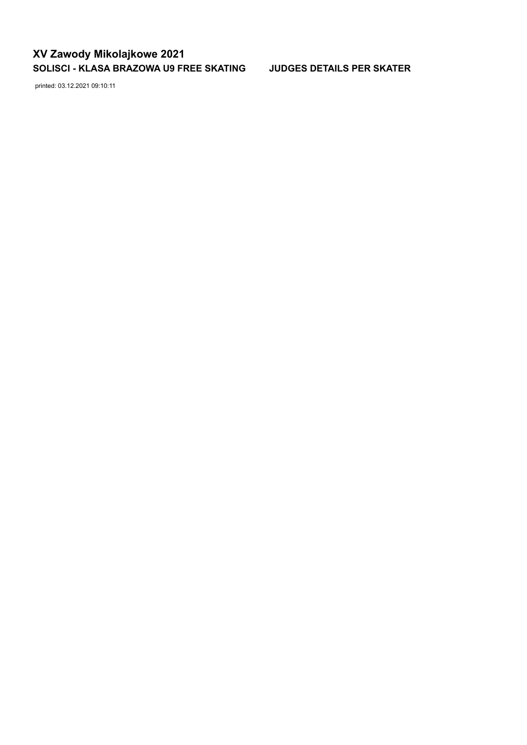# XV Zawody Mikolajkowe 2021

## SOLISCI - KLASA BRAZOWA U9 FREE SKATING JUDGES DETAILS PER SKATER

printed: 03.12.2021 09:10:11